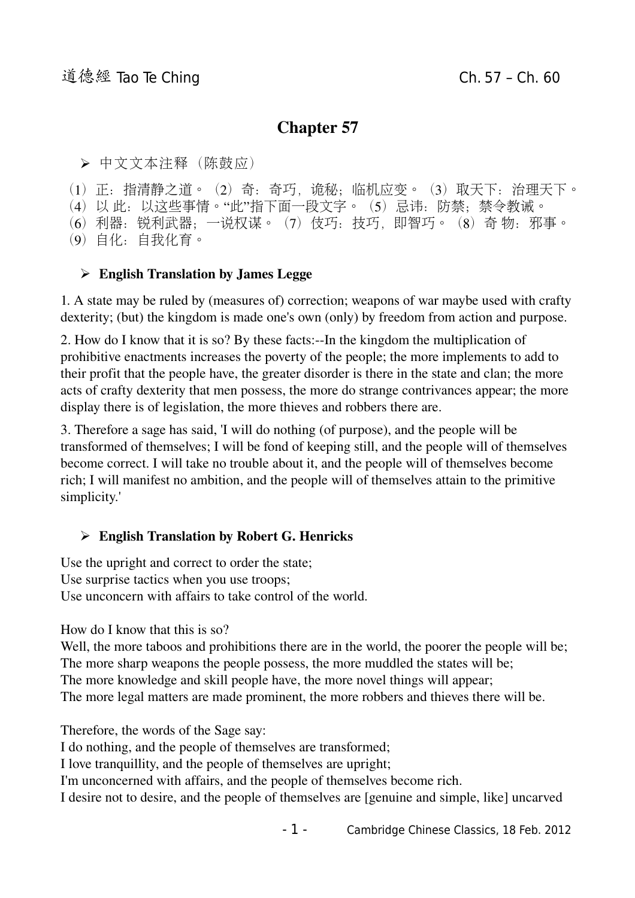# Chapter 57

➢ 中文文本注释（陈鼓应）

（1）正：指清静之道。（2）奇：奇巧，诡秘；临机应变。（3）取天下：治理天下。（4）以 此：以这些事情。“此”指下面一段文字。（5）忌讳：防禁；禁令教诫。（6）利器：锐利武器；一说权谋。（7）伎巧：技巧，即智巧。（8）奇 物：邪事。（9）自化：自我化育。

➢ **English Translation by James Legge**

1. A state may be ruled by (measures of) correction; weapons of war maybe used with crafty dexterity; (but) the kingdom is made one's own (only) by freedom from action and purpose.

2. How do I know that it is so? By these facts:--In the kingdom the multiplication of prohibitive enactments increases the poverty of the people; the more implements to add to their profit that the people have, the greater disorder is there in the state and clan; the more acts of crafty dexterity that men possess, the more do strange contrivances appear; the more display there is of legislation, the more thieves and robbers there are.

3. Therefore a sage has said, 'I will do nothing (of purpose), and the people will be transformed of themselves; I will be fond of keeping still, and the people will of themselves become correct. I will take no trouble about it, and the people will of themselves become rich; I will manifest no ambition, and the people will of themselves attain to the primitive simplicity.'

➢ **English Translation by Robert G. Henricks**

Use the upright and correct to order the state;
Use surprise tactics when you use troops;
Use unconcern with affairs to take control of the world.

How do I know that this is so?
Well, the more taboos and prohibitions there are in the world, the poorer the people will be;
The more sharp weapons the people possess, the more muddled the states will be;
The more knowledge and skill people have, the more novel things will appear;
The more legal matters are made prominent, the more robbers and thieves there will be.

Therefore, the words of the Sage say:
I do nothing, and the people of themselves are transformed;
I love tranquillity, and the people of themselves are upright;
I'm unconcerned with affairs, and the people of themselves become rich.
I desire not to desire, and the people of themselves are [genuine and simple, like] uncarved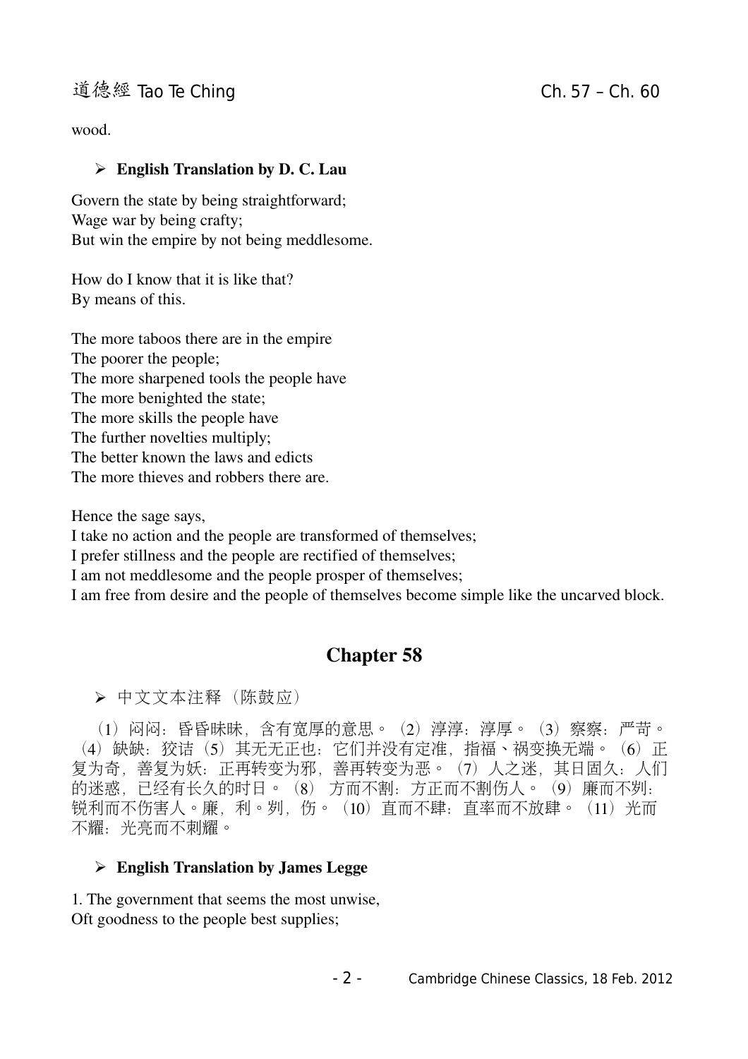wood.

- **English Translation by D. C. Lau**

Govern the state by being straightforward;
Wage war by being crafty;
But win the empire by not being meddlesome.

How do I know that it is like that?
By means of this.

The more taboos there are in the empire
The poorer the people;
The more sharpened tools the people have
The more benighted the state;
The more skills the people have
The further novelties multiply;
The better known the laws and edicts
The more thieves and robbers there are.

Hence the sage says,
I take no action and the people are transformed of themselves;
I prefer stillness and the people are rectified of themselves;
I am not meddlesome and the people prosper of themselves;
I am free from desire and the people of themselves become simple like the uncarved block.

## Chapter 58

- 中文文本注释（陈鼓应）

（1）闷闷：昏昏昧昧，含有宽厚的意思。（2）淳淳：淳厚。（3）察察：严苛。（4）缺缺：狡诘（5）其无无正也：它们并没有定准，指福、祸变换无端。（6）正复为奇，善复为妖：正再转变为邪，善再转变为恶。（7）人之迷，其日固久：人们的迷惑，已经有长久的时日。（8）方而不割：方正而不割伤人。（9）廉而不刿：锐利而不伤害人。廉，利。刿，伤。（10）直而不肆：直率而不放肆。（11）光而不耀：光亮而不刺耀。

- **English Translation by James Legge**

1. The government that seems the most unwise,
Oft goodness to the people best supplies;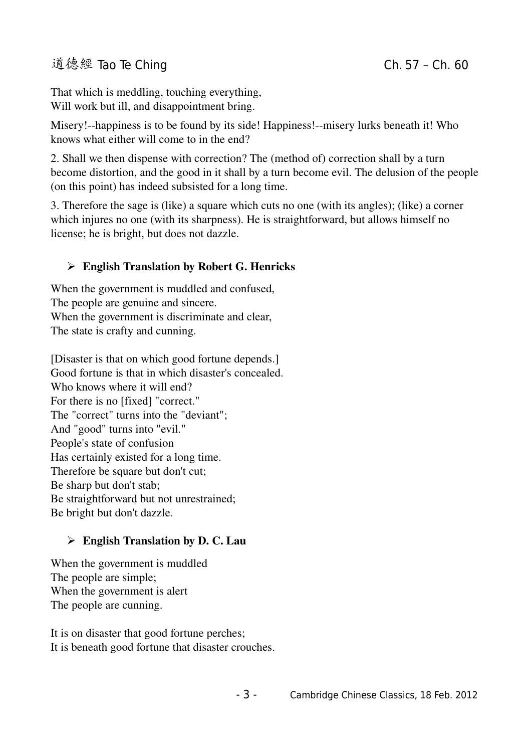That which is meddling, touching everything,
Will work but ill, and disappointment bring.

Misery!--happiness is to be found by its side! Happiness!--misery lurks beneath it! Who knows what either will come to in the end?

2. Shall we then dispense with correction? The (method of) correction shall by a turn become distortion, and the good in it shall by a turn become evil. The delusion of the people (on this point) has indeed subsisted for a long time.

3. Therefore the sage is (like) a square which cuts no one (with its angles); (like) a corner which injures no one (with its sharpness). He is straightforward, but allows himself no license; he is bright, but does not dazzle.

- **English Translation by Robert G. Henricks**

When the government is muddled and confused,
The people are genuine and sincere.
When the government is discriminate and clear,
The state is crafty and cunning.

[Disaster is that on which good fortune depends.]
Good fortune is that in which disaster's concealed.
Who knows where it will end?
For there is no [fixed] "correct."
The "correct" turns into the "deviant";
And "good" turns into "evil."
People's state of confusion
Has certainly existed for a long time.
Therefore be square but don't cut;
Be sharp but don't stab;
Be straightforward but not unrestrained;
Be bright but don't dazzle.

- **English Translation by D. C. Lau**

When the government is muddled
The people are simple;
When the government is alert
The people are cunning.

It is on disaster that good fortune perches;
It is beneath good fortune that disaster crouches.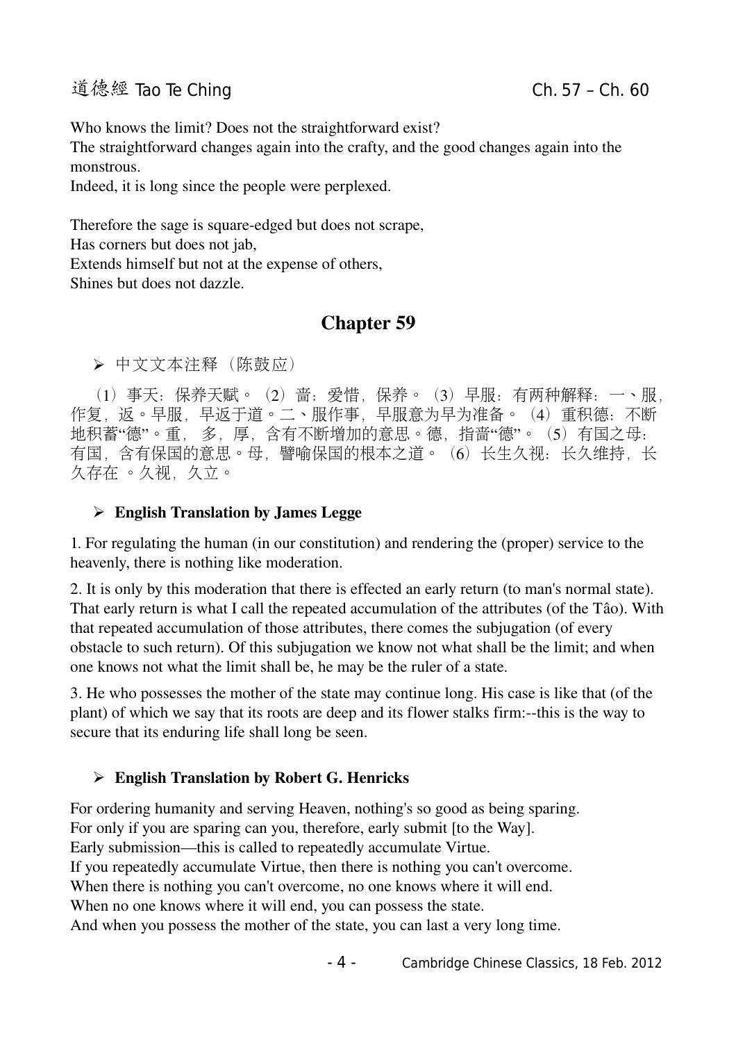Who knows the limit? Does not the straightforward exist?
The straightforward changes again into the crafty, and the good changes again into the monstrous.
Indeed, it is long since the people were perplexed.

Therefore the sage is square-edged but does not scrape,
Has corners but does not jab,
Extends himself but not at the expense of others,
Shines but does not dazzle.

## Chapter 59

- 中文文本注释（陈鼓应）

（1）事天：保养天赋。（2）啬：爱惜，保养。（3）早服：有两种解释：一、服，作复，返。早服，早返于道。二、服作事，早服意为早为准备。（4）重积德：不断地积蓄"德"。重，多，厚，含有不断增加的意思。德，指啬"德"。（5）有国之母：有国，含有保国的意思。母，譬喻保国的根本之道。（6）长生久视：长久维持，长久存在 。久视，久立。

- **English Translation by James Legge**

1. For regulating the human (in our constitution) and rendering the (proper) service to the heavenly, there is nothing like moderation.

2. It is only by this moderation that there is effected an early return (to man's normal state). That early return is what I call the repeated accumulation of the attributes (of the Tâo). With that repeated accumulation of those attributes, there comes the subjugation (of every obstacle to such return). Of this subjugation we know not what shall be the limit; and when one knows not what the limit shall be, he may be the ruler of a state.

3. He who possesses the mother of the state may continue long. His case is like that (of the plant) of which we say that its roots are deep and its flower stalks firm:--this is the way to secure that its enduring life shall long be seen.

- **English Translation by Robert G. Henricks**

For ordering humanity and serving Heaven, nothing's so good as being sparing.
For only if you are sparing can you, therefore, early submit [to the Way].
Early submission—this is called to repeatedly accumulate Virtue.
If you repeatedly accumulate Virtue, then there is nothing you can't overcome.
When there is nothing you can't overcome, no one knows where it will end.
When no one knows where it will end, you can possess the state.
And when you possess the mother of the state, you can last a very long time.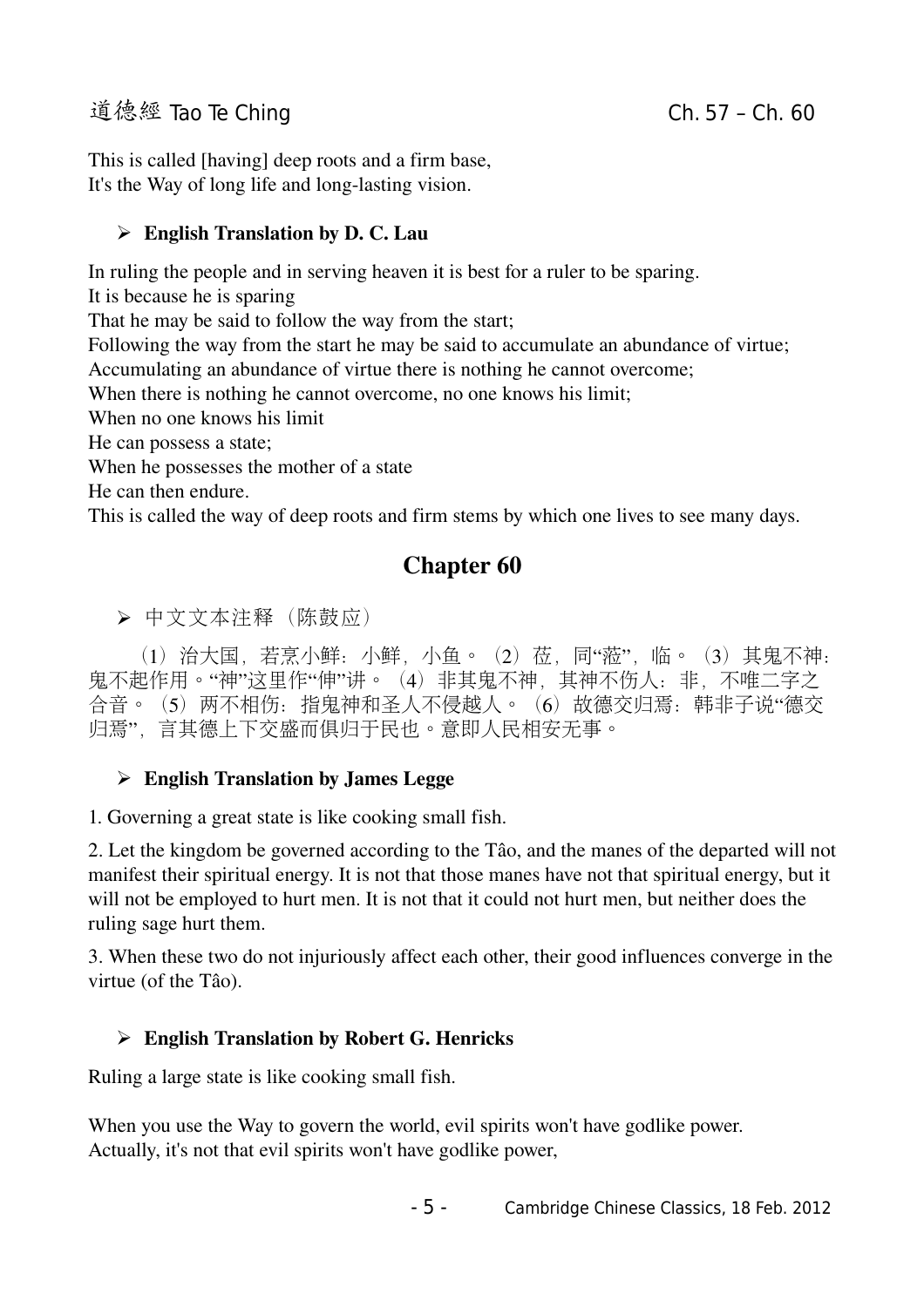This is called [having] deep roots and a firm base,
It's the Way of long life and long-lasting vision.

- **English Translation by D. C. Lau**

In ruling the people and in serving heaven it is best for a ruler to be sparing.
It is because he is sparing
That he may be said to follow the way from the start;
Following the way from the start he may be said to accumulate an abundance of virtue;
Accumulating an abundance of virtue there is nothing he cannot overcome;
When there is nothing he cannot overcome, no one knows his limit;
When no one knows his limit
He can possess a state;
When he possesses the mother of a state
He can then endure.
This is called the way of deep roots and firm stems by which one lives to see many days.

## Chapter 60

- 中文文本注释（陈鼓应）

（1）治大国，若烹小鲜：小鲜，小鱼。（2）莅，同"蒞"，临。（3）其鬼不神：鬼不起作用。"神"这里作"伸"讲。（4）非其鬼不神，其神不伤人：非，不唯二字之合音。（5）两不相伤：指鬼神和圣人不侵越人。（6）故德交归焉：韩非子说"德交归焉"，言其德上下交盛而俱归于民也。意即人民相安无事。

- **English Translation by James Legge**

1. Governing a great state is like cooking small fish.

2. Let the kingdom be governed according to the Tâo, and the manes of the departed will not manifest their spiritual energy. It is not that those manes have not that spiritual energy, but it will not be employed to hurt men. It is not that it could not hurt men, but neither does the ruling sage hurt them.

3. When these two do not injuriously affect each other, their good influences converge in the virtue (of the Tâo).

- **English Translation by Robert G. Henricks**

Ruling a large state is like cooking small fish.

When you use the Way to govern the world, evil spirits won't have godlike power.
Actually, it's not that evil spirits won't have godlike power,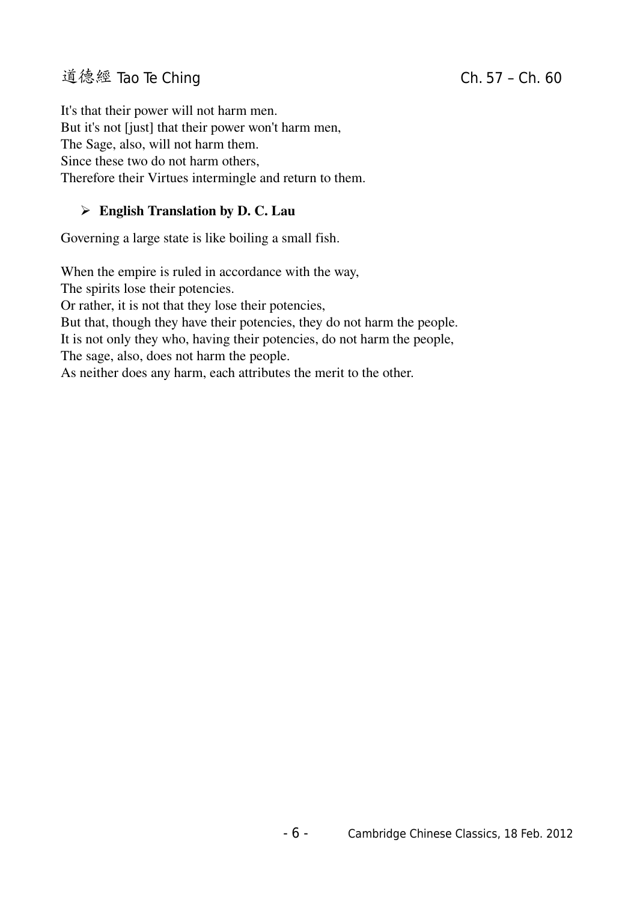It's that their power will not harm men.
But it's not [just] that their power won't harm men,
The Sage, also, will not harm them.
Since these two do not harm others,
Therefore their Virtues intermingle and return to them.

- **English Translation by D. C. Lau**

Governing a large state is like boiling a small fish.

When the empire is ruled in accordance with the way,
The spirits lose their potencies.
Or rather, it is not that they lose their potencies,
But that, though they have their potencies, they do not harm the people.
It is not only they who, having their potencies, do not harm the people,
The sage, also, does not harm the people.
As neither does any harm, each attributes the merit to the other.